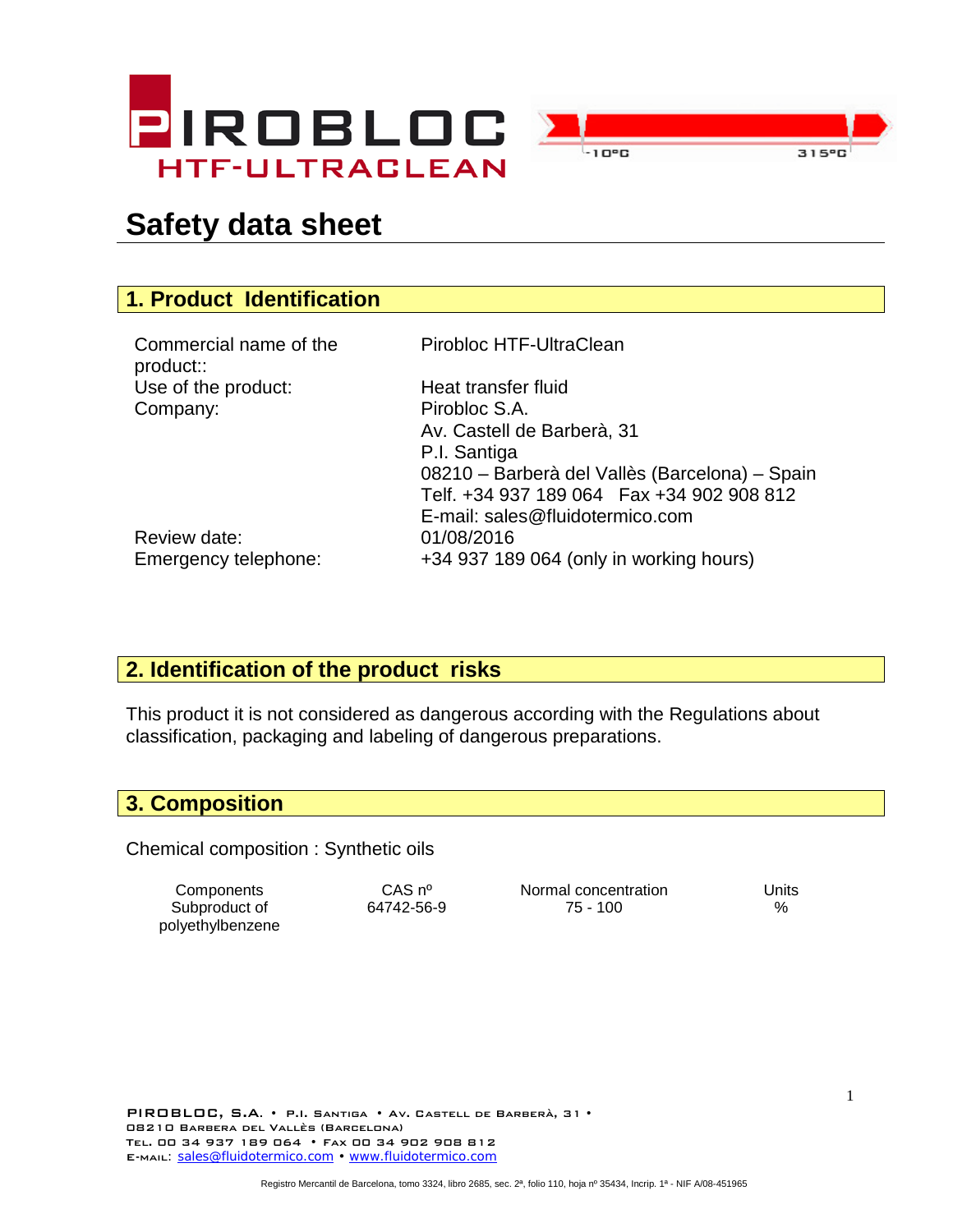PIROBLOC HTF-ULTRACLEAN

-10ºC 315ºC

# Safety data sheet

## 1. Product Identification

| | |
|---|---|
| Commercial name of the product:: | Pirobloc HTF-UltraClean |
| Use of the product: | Heat transfer fluid |
| Company: | Pirobloc S.A.<br>Av. Castell de Barberà, 31<br>P.I. Santiga<br>08210 – Barberà del Vallès (Barcelona) – Spain<br>Telf. +34 937 189 064 Fax +34 902 908 812<br>E-mail: sales@fluidotermico.com |
| Review date: | 01/08/2016 |
| Emergency telephone: | +34 937 189 064 (only in working hours) |

## 2. Identification of the product risks

This product it is not considered as dangerous according with the Regulations about classification, packaging and labeling of dangerous preparations.

## 3. Composition

Chemical composition : Synthetic oils

| Components | CAS nº | Normal concentration | Units |
|---|---|---|---|
| Subproduct of polyethylbenzene | 64742-56-9 | 75 - 100 | % |

PIROBLOC, S.A. • P.I. SANTIGA • AV. CASTELL DE BARBERÀ, 31 •
08210 BARBERA DEL VALLÈS (BARCELONA)
TEL. 00 34 937 189 064 • FAX 00 34 902 908 812
E-MAIL: sales@fluidotermico.com • www.fluidotermico.com

Registro Mercantil de Barcelona, tomo 3324, libro 2685, sec. 2ª, folio 110, hoja nº 35434, Incrip. 1ª - NIF A/08-451965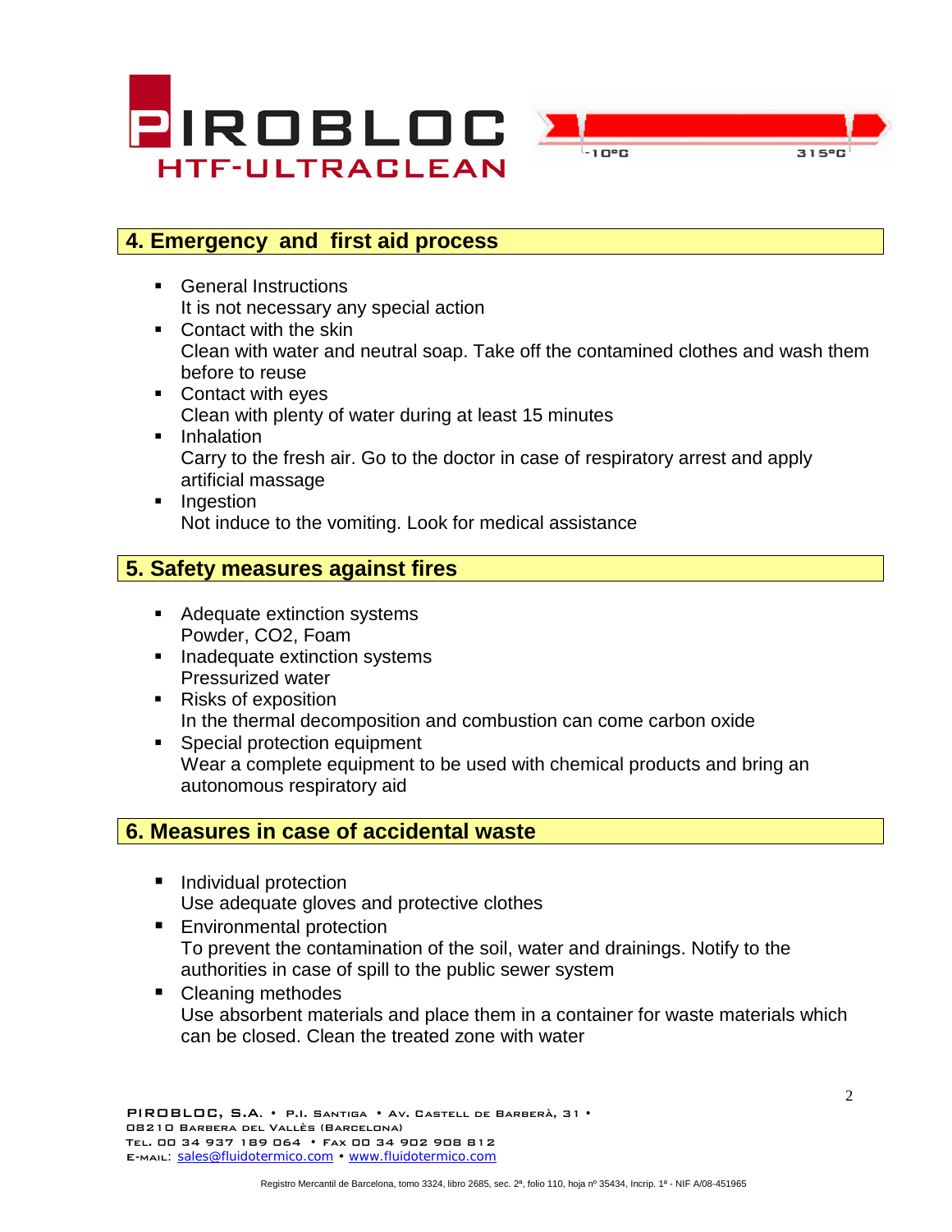## 4. Emergency and first aid process

- General Instructions
  It is not necessary any special action
- Contact with the skin
  Clean with water and neutral soap. Take off the contamined clothes and wash them before to reuse
- Contact with eyes
  Clean with plenty of water during at least 15 minutes
- Inhalation
  Carry to the fresh air. Go to the doctor in case of respiratory arrest and apply artificial massage
- Ingestion
  Not induce to the vomiting. Look for medical assistance

## 5. Safety measures against fires

- Adequate extinction systems
  Powder, $CO_2$, Foam
- Inadequate extinction systems
  Pressurized water
- Risks of exposition
  In the thermal decomposition and combustion can come carbon oxide
- Special protection equipment
  Wear a complete equipment to be used with chemical products and bring an autonomous respiratory aid

## 6. Measures in case of accidental waste

- Individual protection
  Use adequate gloves and protective clothes
- Environmental protection
  To prevent the contamination of the soil, water and drainings. Notify to the authorities in case of spill to the public sewer system
- Cleaning methodes
  Use absorbent materials and place them in a container for waste materials which can be closed. Clean the treated zone with water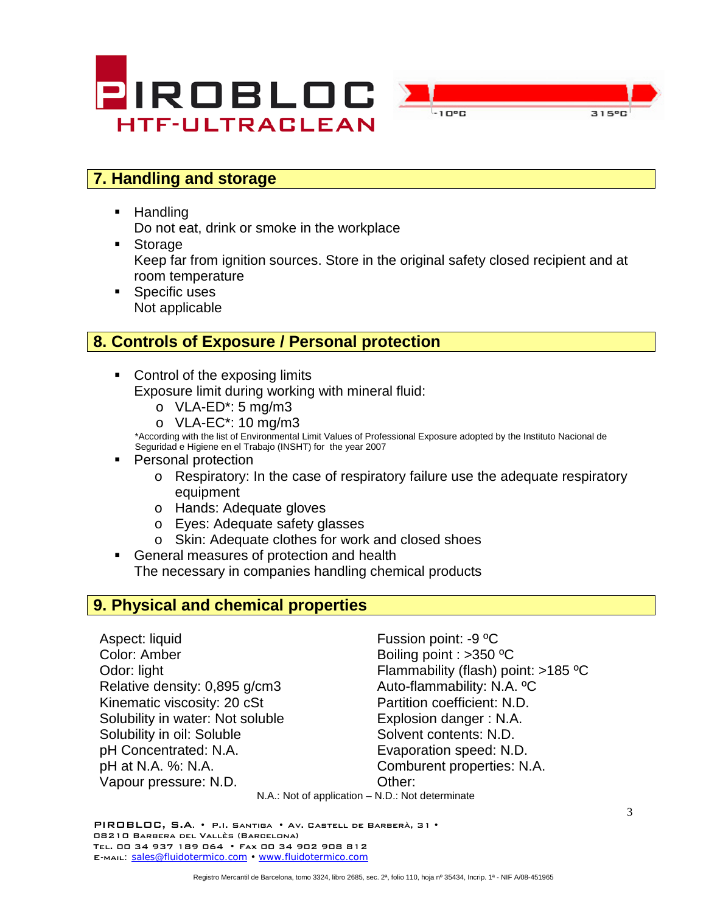## 7. Handling and storage

- Handling
  Do not eat, drink or smoke in the workplace
- Storage
  Keep far from ignition sources. Store in the original safety closed recipient and at room temperature
- Specific uses
  Not applicable

## 8. Controls of Exposure / Personal protection

- Control of the exposing limits
  Exposure limit during working with mineral fluid:
  - VLA-ED*: 5 mg/m3
  - VLA-EC*: 10 mg/m3

  *According with the list of Environmental Limit Values of Professional Exposure adopted by the Instituto Nacional de Seguridad e Higiene en el Trabajo (INSHT) for the year 2007
- Personal protection
  - Respiratory: In the case of respiratory failure use the adequate respiratory equipment
  - Hands: Adequate gloves
  - Eyes: Adequate safety glasses
  - Skin: Adequate clothes for work and closed shoes
- General measures of protection and health
  The necessary in companies handling chemical products

## 9. Physical and chemical properties

Aspect: liquid
Color: Amber
Odor: light
Relative density: 0,895 g/cm3
Kinematic viscosity: 20 cSt
Solubility in water: Not soluble
Solubility in oil: Soluble
pH Concentrated: N.A.
pH at N.A. %: N.A.
Vapour pressure: N.D.

Fussion point: -9 ºC
Boiling point : >350 ºC
Flammability (flash) point: >185 ºC
Auto-flammability: N.A. ºC
Partition coefficient: N.D.
Explosion danger : N.A.
Solvent contents: N.D.
Evaporation speed: N.D.
Comburent properties: N.A.
Other:

N.A.: Not of application – N.D.: Not determinate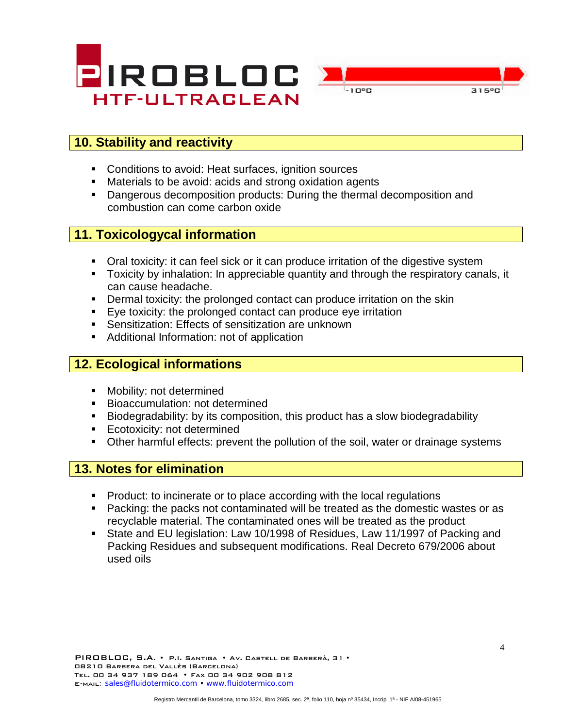## 10. Stability and reactivity

- Conditions to avoid: Heat surfaces, ignition sources
- Materials to be avoid: acids and strong oxidation agents
- Dangerous decomposition products: During the thermal decomposition and combustion can come carbon oxide

## 11. Toxicologycal information

- Oral toxicity: it can feel sick or it can produce irritation of the digestive system
- Toxicity by inhalation: In appreciable quantity and through the respiratory canals, it can cause headache.
- Dermal toxicity: the prolonged contact can produce irritation on the skin
- Eye toxicity: the prolonged contact can produce eye irritation
- Sensitization: Effects of sensitization are unknown
- Additional Information: not of application

## 12. Ecological informations

- Mobility: not determined
- Bioaccumulation: not determined
- Biodegradability: by its composition, this product has a slow biodegradability
- Ecotoxicity: not determined
- Other harmful effects: prevent the pollution of the soil, water or drainage systems

## 13. Notes for elimination

- Product: to incinerate or to place according with the local regulations
- Packing: the packs not contaminated will be treated as the domestic wastes or as recyclable material. The contaminated ones will be treated as the product
- State and EU legislation: Law 10/1998 of Residues, Law 11/1997 of Packing and Packing Residues and subsequent modifications. Real Decreto 679/2006 about used oils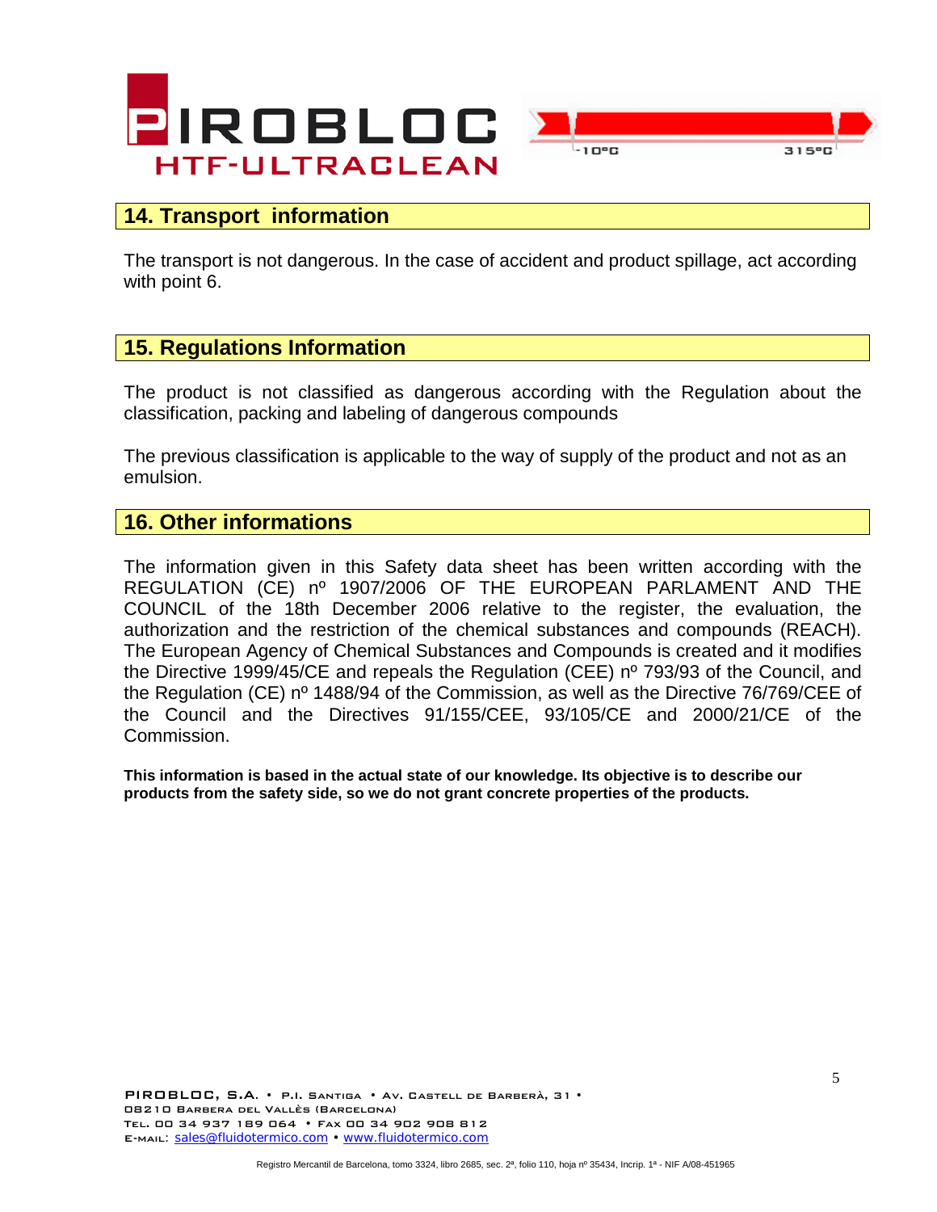## 14. Transport information

The transport is not dangerous. In the case of accident and product spillage, act according with point 6.

## 15. Regulations Information

The product is not classified as dangerous according with the Regulation about the classification, packing and labeling of dangerous compounds

The previous classification is applicable to the way of supply of the product and not as an emulsion.

## 16. Other informations

The information given in this Safety data sheet has been written according with the REGULATION (CE) nº 1907/2006 OF THE EUROPEAN PARLAMENT AND THE COUNCIL of the 18th December 2006 relative to the register, the evaluation, the authorization and the restriction of the chemical substances and compounds (REACH). The European Agency of Chemical Substances and Compounds is created and it modifies the Directive 1999/45/CE and repeals the Regulation (CEE) nº 793/93 of the Council, and the Regulation (CE) nº 1488/94 of the Commission, as well as the Directive 76/769/CEE of the Council and the Directives 91/155/CEE, 93/105/CE and 2000/21/CE of the Commission.

**This information is based in the actual state of our knowledge. Its objective is to describe our products from the safety side, so we do not grant concrete properties of the products.**